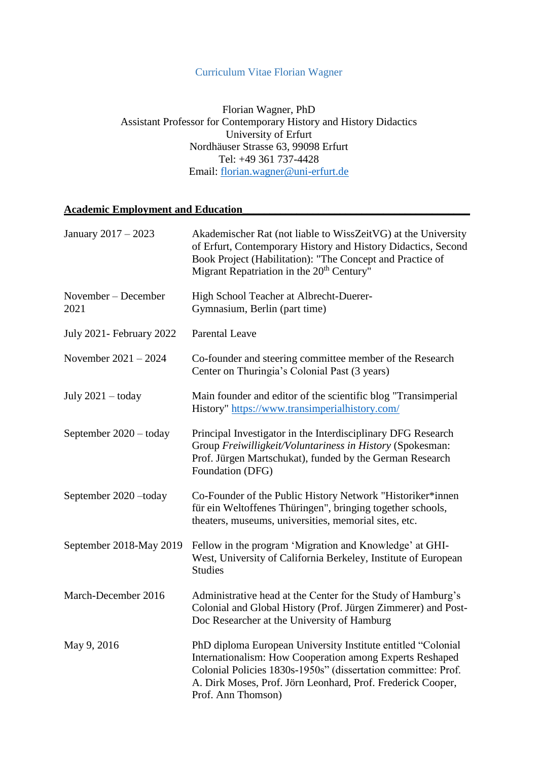# Curriculum Vitae Florian Wagner

Florian Wagner, PhD
Assistant Professor for Contemporary History and History Didactics
University of Erfurt
Nordhäuser Strasse 63, 99098 Erfurt
Tel: +49 361 737-4428
Email: florian.wagner@uni-erfurt.de

## Academic Employment and Education

| | |
|---|---|
| January 2017 – 2023 | Akademischer Rat (not liable to WissZeitVG) at the University of Erfurt, Contemporary History and History Didactics, Second Book Project (Habilitation): "The Concept and Practice of Migrant Repatriation in the 20th Century" |
| November – December 2021 | High School Teacher at Albrecht-Duerer-Gymnasium, Berlin (part time) |
| July 2021- February 2022 | Parental Leave |
| November 2021 – 2024 | Co-founder and steering committee member of the Research Center on Thuringia's Colonial Past (3 years) |
| July 2021 – today | Main founder and editor of the scientific blog "Transimperial History" https://www.transimperialhistory.com/ |
| September 2020 – today | Principal Investigator in the Interdisciplinary DFG Research Group *Freiwilligkeit/Voluntariness in History* (Spokesman: Prof. Jürgen Martschukat), funded by the German Research Foundation (DFG) |
| September 2020 –today | Co-Founder of the Public History Network "Historiker*innen für ein Weltoffenes Thüringen", bringing together schools, theaters, museums, universities, memorial sites, etc. |
| September 2018-May 2019 | Fellow in the program 'Migration and Knowledge' at GHI-West, University of California Berkeley, Institute of European Studies |
| March-December 2016 | Administrative head at the Center for the Study of Hamburg's Colonial and Global History (Prof. Jürgen Zimmerer) and Post-Doc Researcher at the University of Hamburg |
| May 9, 2016 | PhD diploma European University Institute entitled "Colonial Internationalism: How Cooperation among Experts Reshaped Colonial Policies 1830s-1950s" (dissertation committee: Prof. A. Dirk Moses, Prof. Jörn Leonhard, Prof. Frederick Cooper, Prof. Ann Thomson) |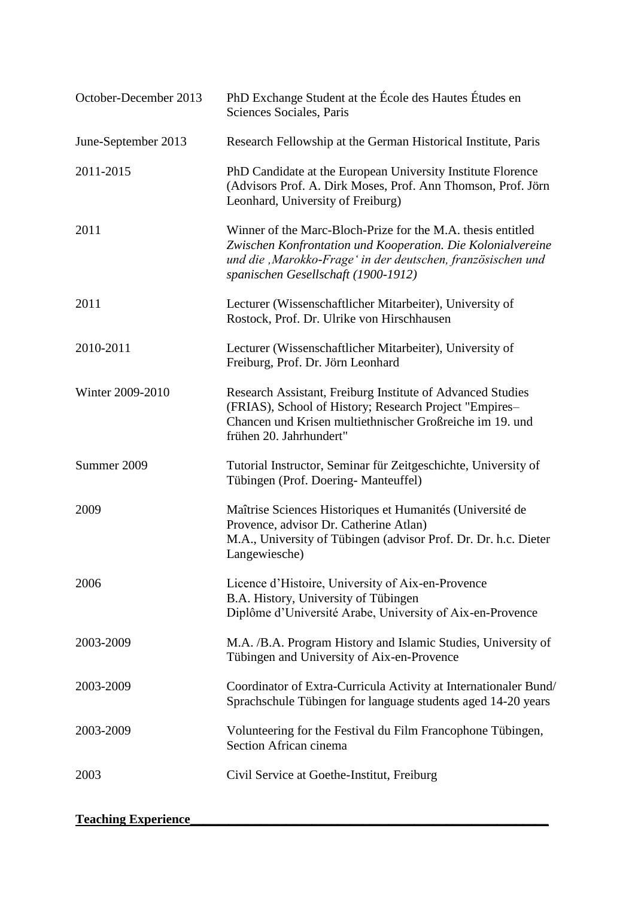| | |
|---|---|
| October-December 2013 | PhD Exchange Student at the École des Hautes Études en Sciences Sociales, Paris |
| June-September 2013 | Research Fellowship at the German Historical Institute, Paris |
| 2011-2015 | PhD Candidate at the European University Institute Florence (Advisors Prof. A. Dirk Moses, Prof. Ann Thomson, Prof. Jörn Leonhard, University of Freiburg) |
| 2011 | Winner of the Marc-Bloch-Prize for the M.A. thesis entitled *Zwischen Konfrontation und Kooperation. Die Kolonialvereine und die ‚Marokko-Frage' in der deutschen, französischen und spanischen Gesellschaft (1900-1912)* |
| 2011 | Lecturer (Wissenschaftlicher Mitarbeiter), University of Rostock, Prof. Dr. Ulrike von Hirschhausen |
| 2010-2011 | Lecturer (Wissenschaftlicher Mitarbeiter), University of Freiburg, Prof. Dr. Jörn Leonhard |
| Winter 2009-2010 | Research Assistant, Freiburg Institute of Advanced Studies (FRIAS), School of History; Research Project "Empires– Chancen und Krisen multiethnischer Großreiche im 19. und frühen 20. Jahrhundert" |
| Summer 2009 | Tutorial Instructor, Seminar für Zeitgeschichte, University of Tübingen (Prof. Doering- Manteuffel) |
| 2009 | Maîtrise Sciences Historiques et Humanités (Université de Provence, advisor Dr. Catherine Atlan)<br>M.A., University of Tübingen (advisor Prof. Dr. Dr. h.c. Dieter Langewiesche) |
| 2006 | Licence d'Histoire, University of Aix-en-Provence<br>B.A. History, University of Tübingen<br>Diplôme d'Université Arabe, University of Aix-en-Provence |
| 2003-2009 | M.A. /B.A. Program History and Islamic Studies, University of Tübingen and University of Aix-en-Provence |
| 2003-2009 | Coordinator of Extra-Curricula Activity at Internationaler Bund/ Sprachschule Tübingen for language students aged 14-20 years |
| 2003-2009 | Volunteering for the Festival du Film Francophone Tübingen, Section African cinema |
| 2003 | Civil Service at Goethe-Institut, Freiburg |

**Teaching Experience**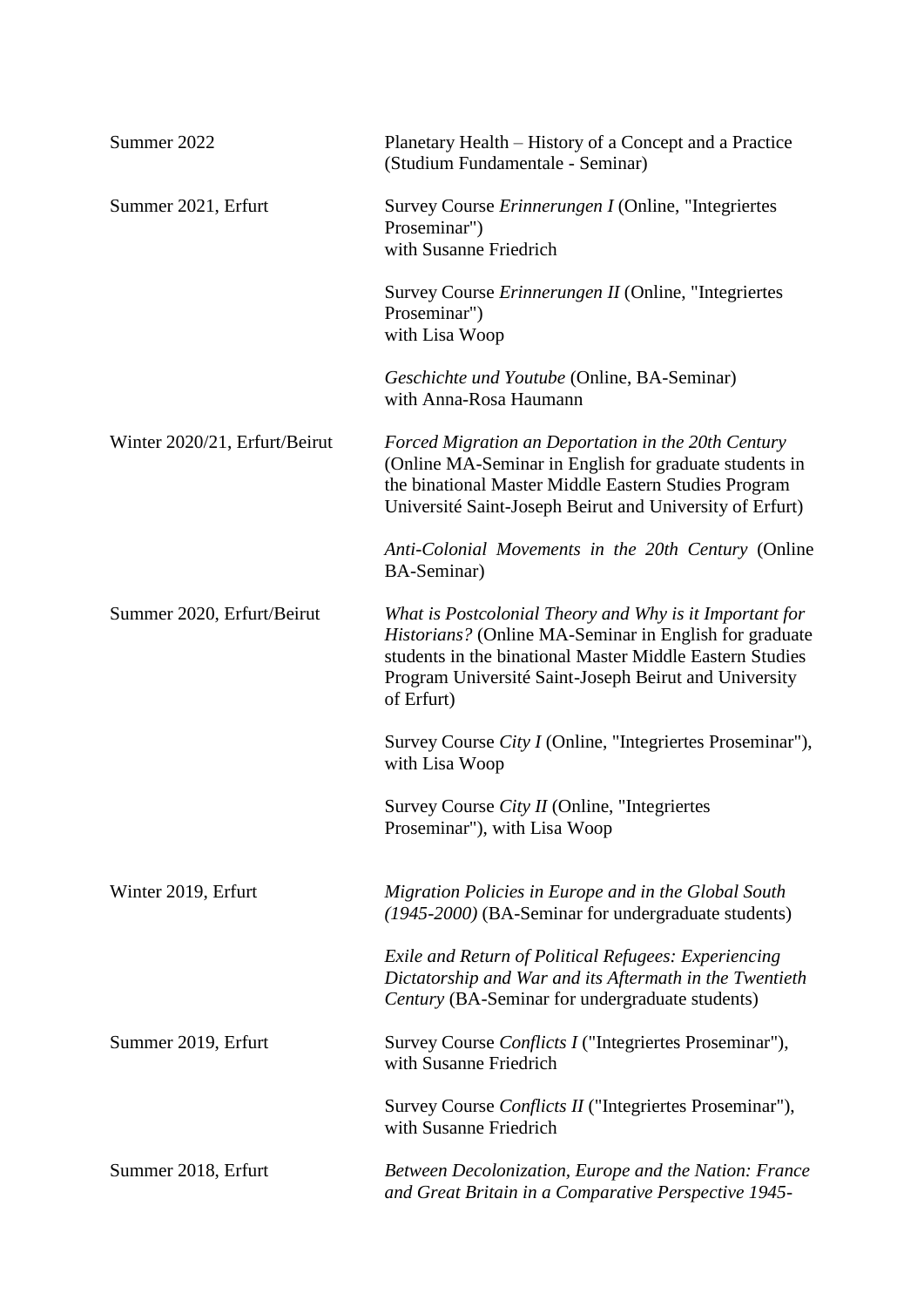| | |
|---|---|
| Summer 2022 | Planetary Health – History of a Concept and a Practice (Studium Fundamentale - Seminar) |
| Summer 2021, Erfurt | Survey Course *Erinnerungen I* (Online, "Integriertes Proseminar") with Susanne Friedrich |
| | Survey Course *Erinnerungen II* (Online, "Integriertes Proseminar") with Lisa Woop |
| | *Geschichte und Youtube* (Online, BA-Seminar) with Anna-Rosa Haumann |
| Winter 2020/21, Erfurt/Beirut | *Forced Migration an Deportation in the 20th Century* (Online MA-Seminar in English for graduate students in the binational Master Middle Eastern Studies Program Université Saint-Joseph Beirut and University of Erfurt) |
| | *Anti-Colonial Movements in the 20th Century* (Online BA-Seminar) |
| Summer 2020, Erfurt/Beirut | *What is Postcolonial Theory and Why is it Important for Historians?* (Online MA-Seminar in English for graduate students in the binational Master Middle Eastern Studies Program Université Saint-Joseph Beirut and University of Erfurt) |
| | Survey Course *City I* (Online, "Integriertes Proseminar"), with Lisa Woop |
| | Survey Course *City II* (Online, "Integriertes Proseminar"), with Lisa Woop |
| Winter 2019, Erfurt | *Migration Policies in Europe and in the Global South (1945-2000)* (BA-Seminar for undergraduate students) |
| | *Exile and Return of Political Refugees: Experiencing Dictatorship and War and its Aftermath in the Twentieth Century* (BA-Seminar for undergraduate students) |
| Summer 2019, Erfurt | Survey Course *Conflicts I* ("Integriertes Proseminar"), with Susanne Friedrich |
| | Survey Course *Conflicts II* ("Integriertes Proseminar"), with Susanne Friedrich |
| Summer 2018, Erfurt | *Between Decolonization, Europe and the Nation: France and Great Britain in a Comparative Perspective 1945-* |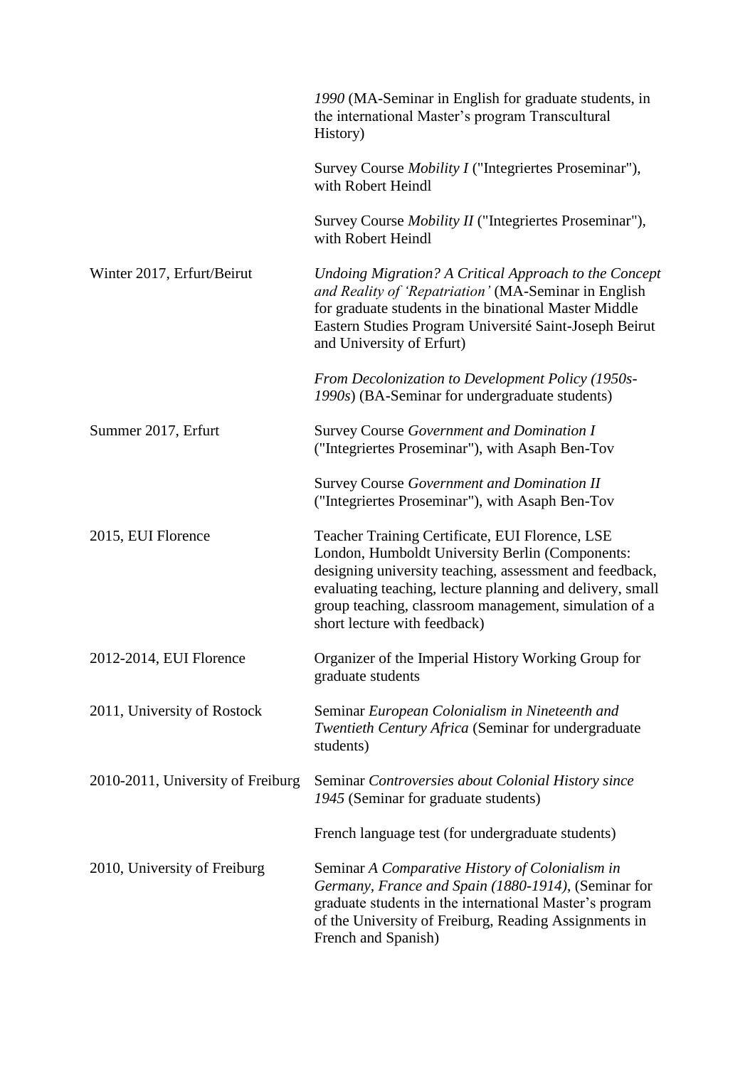| | |
|---|---|
| | *1990* (MA-Seminar in English for graduate students, in the international Master's program Transcultural History) |
| | Survey Course *Mobility I* ("Integriertes Proseminar"), with Robert Heindl |
| | Survey Course *Mobility II* ("Integriertes Proseminar"), with Robert Heindl |
| Winter 2017, Erfurt/Beirut | *Undoing Migration? A Critical Approach to the Concept and Reality of 'Repatriation'* (MA-Seminar in English for graduate students in the binational Master Middle Eastern Studies Program Université Saint-Joseph Beirut and University of Erfurt) |
| | *From Decolonization to Development Policy (1950s-1990s*) (BA-Seminar for undergraduate students) |
| Summer 2017, Erfurt | Survey Course *Government and Domination I* ("Integriertes Proseminar"), with Asaph Ben-Tov |
| | Survey Course *Government and Domination II* ("Integriertes Proseminar"), with Asaph Ben-Tov |
| 2015, EUI Florence | Teacher Training Certificate, EUI Florence, LSE London, Humboldt University Berlin (Components: designing university teaching, assessment and feedback, evaluating teaching, lecture planning and delivery, small group teaching, classroom management, simulation of a short lecture with feedback) |
| 2012-2014, EUI Florence | Organizer of the Imperial History Working Group for graduate students |
| 2011, University of Rostock | Seminar *European Colonialism in Nineteenth and Twentieth Century Africa* (Seminar for undergraduate students) |
| 2010-2011, University of Freiburg | Seminar *Controversies about Colonial History since 1945* (Seminar for graduate students) |
| | French language test (for undergraduate students) |
| 2010, University of Freiburg | Seminar *A Comparative History of Colonialism in Germany, France and Spain (1880-1914)*, (Seminar for graduate students in the international Master's program of the University of Freiburg, Reading Assignments in French and Spanish) |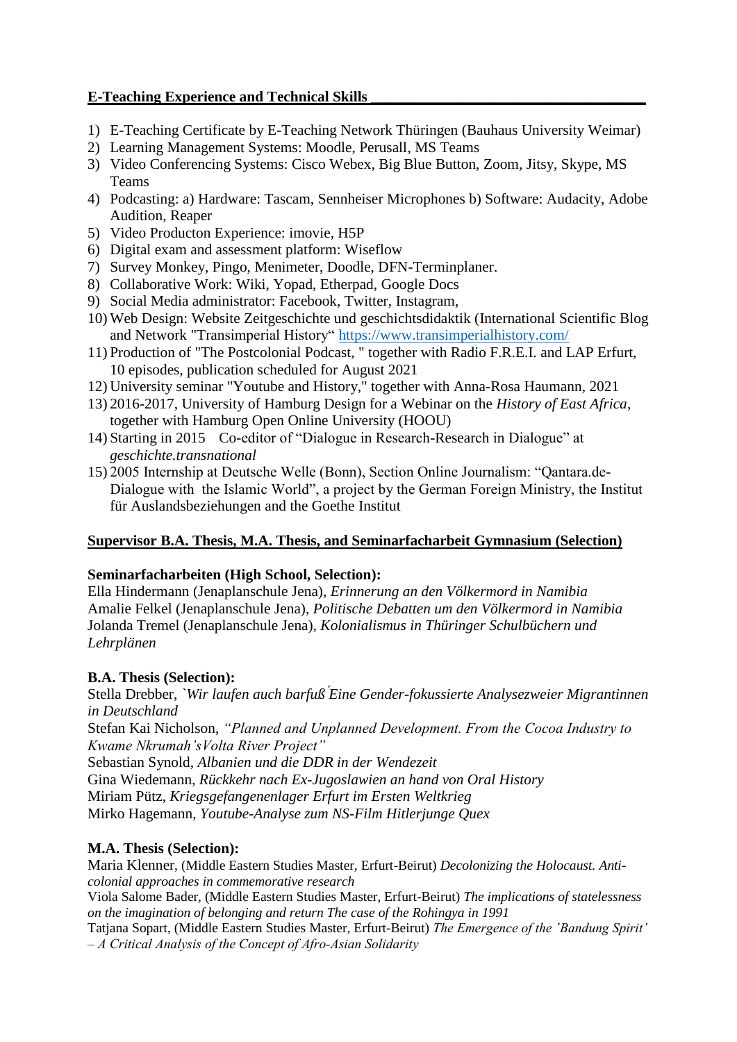## E-Teaching Experience and Technical Skills

1) E-Teaching Certificate by E-Teaching Network Thüringen (Bauhaus University Weimar)
2) Learning Management Systems: Moodle, Perusall, MS Teams
3) Video Conferencing Systems: Cisco Webex, Big Blue Button, Zoom, Jitsy, Skype, MS Teams
4) Podcasting: a) Hardware: Tascam, Sennheiser Microphones b) Software: Audacity, Adobe Audition, Reaper
5) Video Producton Experience: imovie, H5P
6) Digital exam and assessment platform: Wiseflow
7) Survey Monkey, Pingo, Menimeter, Doodle, DFN-Terminplaner.
8) Collaborative Work: Wiki, Yopad, Etherpad, Google Docs
9) Social Media administrator: Facebook, Twitter, Instagram,
10) Web Design: Website Zeitgeschichte und geschichtsdidaktik (International Scientific Blog and Network "Transimperial History" https://www.transimperialhistory.com/
11) Production of "The Postcolonial Podcast, " together with Radio F.R.E.I. and LAP Erfurt, 10 episodes, publication scheduled for August 2021
12) University seminar "Youtube and History," together with Anna-Rosa Haumann, 2021
13) 2016-2017, University of Hamburg Design for a Webinar on the *History of East Africa*, together with Hamburg Open Online University (HOOU)
14) Starting in 2015 Co-editor of "Dialogue in Research-Research in Dialogue" at *geschichte.transnational*
15) 2005 Internship at Deutsche Welle (Bonn), Section Online Journalism: "Qantara.de-Dialogue with the Islamic World", a project by the German Foreign Ministry, the Institut für Auslandsbeziehungen and the Goethe Institut

## Supervisor B.A. Thesis, M.A. Thesis, and Seminarfacharbeit Gymnasium (Selection)

**Seminarfacharbeiten (High School, Selection):**

Ella Hindermann (Jenaplanschule Jena), *Erinnerung an den Völkermord in Namibia*
Amalie Felkel (Jenaplanschule Jena), *Politische Debatten um den Völkermord in Namibia*
Jolanda Tremel (Jenaplanschule Jena), *Kolonialismus in Thüringer Schulbüchern und Lehrplänen*

**B.A. Thesis (Selection):**

Stella Drebber, *`Wir laufen auch barfuß´Eine Gender-fokussierte Analysezweier Migrantinnen in Deutschland*
Stefan Kai Nicholson, *"Planned and Unplanned Development. From the Cocoa Industry to Kwame Nkrumah'sVolta River Project"*
Sebastian Synold, *Albanien und die DDR in der Wendezeit*
Gina Wiedemann, *Rückkehr nach Ex-Jugoslawien an hand von Oral History*
Miriam Pütz, *Kriegsgefangenenlager Erfurt im Ersten Weltkrieg*
Mirko Hagemann, *Youtube-Analyse zum NS-Film Hitlerjunge Quex*

**M.A. Thesis (Selection):**

Maria Klenner, (Middle Eastern Studies Master, Erfurt-Beirut) *Decolonizing the Holocaust. Anti-colonial approaches in commemorative research*
Viola Salome Bader, (Middle Eastern Studies Master, Erfurt-Beirut) *The implications of statelessness on the imagination of belonging and return The case of the Rohingya in 1991*
Tatjana Sopart, (Middle Eastern Studies Master, Erfurt-Beirut) *The Emergence of the 'Bandung Spirit' – A Critical Analysis of the Concept of Afro-Asian Solidarity*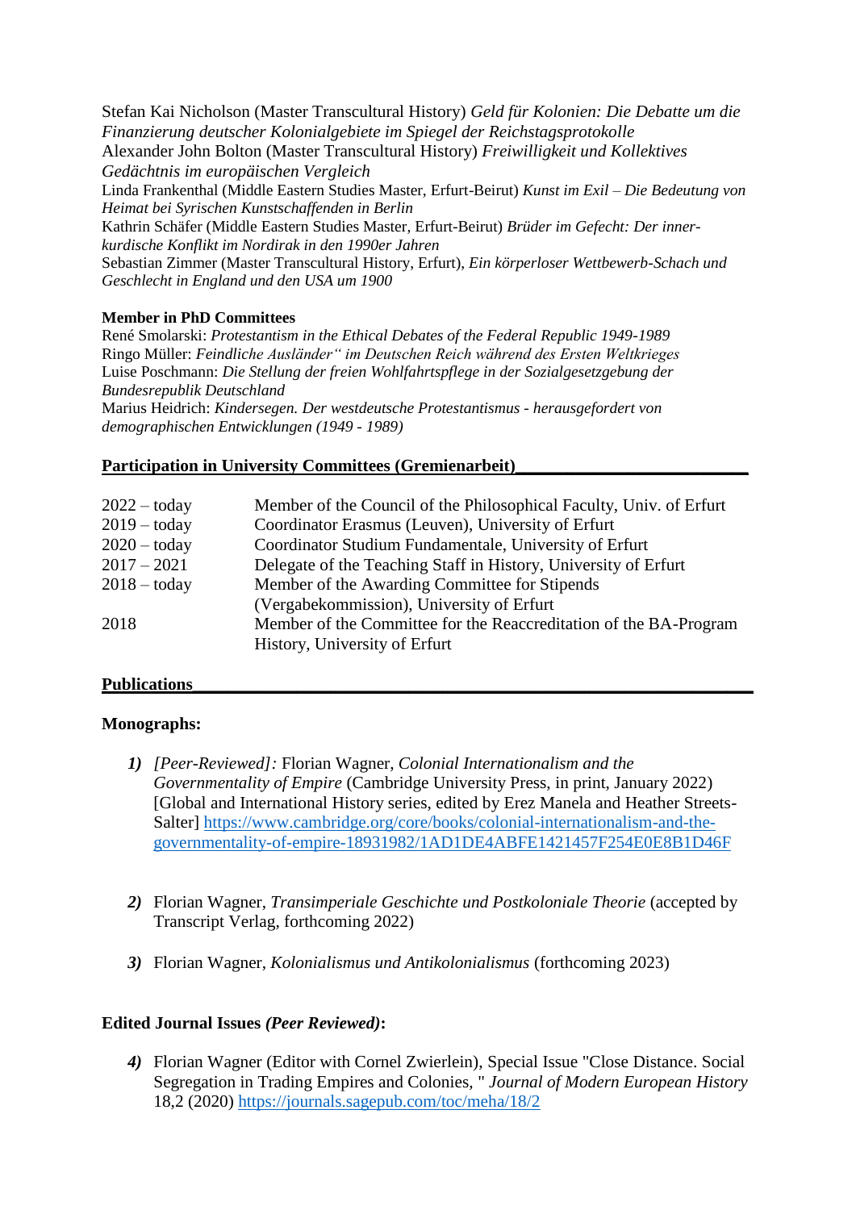Stefan Kai Nicholson (Master Transcultural History) *Geld für Kolonien: Die Debatte um die Finanzierung deutscher Kolonialgebiete im Spiegel der Reichstagsprotokolle*
Alexander John Bolton (Master Transcultural History) *Freiwilligkeit und Kollektives Gedächtnis im europäischen Vergleich*
Linda Frankenthal (Middle Eastern Studies Master, Erfurt-Beirut) *Kunst im Exil – Die Bedeutung von Heimat bei Syrischen Kunstschaffenden in Berlin*
Kathrin Schäfer (Middle Eastern Studies Master, Erfurt-Beirut) *Brüder im Gefecht: Der inner-kurdische Konflikt im Nordirak in den 1990er Jahren*
Sebastian Zimmer (Master Transcultural History, Erfurt), *Ein körperloser Wettbewerb-Schach und Geschlecht in England und den USA um 1900*

**Member in PhD Committees**
René Smolarski: *Protestantism in the Ethical Debates of the Federal Republic 1949-1989*
Ringo Müller: *Feindliche Ausländer" im Deutschen Reich während des Ersten Weltkrieges*
Luise Poschmann: *Die Stellung der freien Wohlfahrtspflege in der Sozialgesetzgebung der Bundesrepublik Deutschland*
Marius Heidrich: *Kindersegen. Der westdeutsche Protestantismus - herausgefordert von demographischen Entwicklungen (1949 - 1989)*

## Participation in University Committees (Gremienarbeit)

| | |
|---|---|
| 2022 – today | Member of the Council of the Philosophical Faculty, Univ. of Erfurt |
| 2019 – today | Coordinator Erasmus (Leuven), University of Erfurt |
| 2020 – today | Coordinator Studium Fundamentale, University of Erfurt |
| 2017 – 2021 | Delegate of the Teaching Staff in History, University of Erfurt |
| 2018 – today | Member of the Awarding Committee for Stipends (Vergabekommission), University of Erfurt |
| 2018 | Member of the Committee for the Reaccreditation of the BA-Program History, University of Erfurt |

## Publications

**Monographs:**

1) *[Peer-Reviewed]:* Florian Wagner, *Colonial Internationalism and the Governmentality of Empire* (Cambridge University Press, in print, January 2022) [Global and International History series, edited by Erez Manela and Heather Streets-Salter] https://www.cambridge.org/core/books/colonial-internationalism-and-the-governmentality-of-empire-18931982/1AD1DE4ABFE1421457F254E0E8B1D46F

2) Florian Wagner, *Transimperiale Geschichte und Postkoloniale Theorie* (accepted by Transcript Verlag, forthcoming 2022)

3) Florian Wagner, *Kolonialismus und Antikolonialismus* (forthcoming 2023)

**Edited Journal Issues *(Peer Reviewed)*:**

4) Florian Wagner (Editor with Cornel Zwierlein), Special Issue "Close Distance. Social Segregation in Trading Empires and Colonies, " *Journal of Modern European History* 18,2 (2020) https://journals.sagepub.com/toc/meha/18/2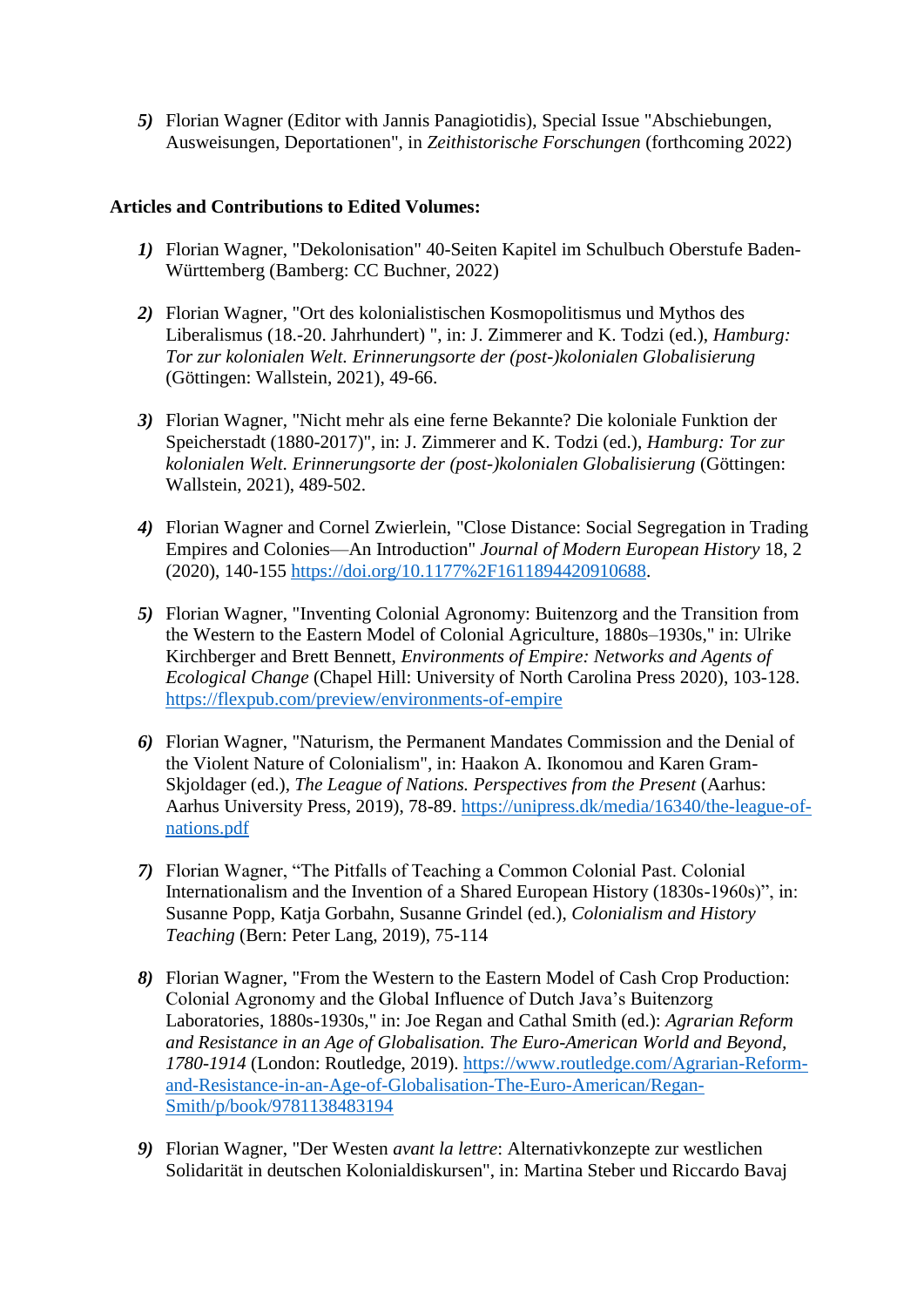5) Florian Wagner (Editor with Jannis Panagiotidis), Special Issue "Abschiebungen, Ausweisungen, Deportationen", in *Zeithistorische Forschungen* (forthcoming 2022)

**Articles and Contributions to Edited Volumes:**

1) Florian Wagner, "Dekolonisation" 40-Seiten Kapitel im Schulbuch Oberstufe Baden-Württemberg (Bamberg: CC Buchner, 2022)

2) Florian Wagner, "Ort des kolonialistischen Kosmopolitismus und Mythos des Liberalismus (18.-20. Jahrhundert) ", in: J. Zimmerer and K. Todzi (ed.), *Hamburg: Tor zur kolonialen Welt. Erinnerungsorte der (post-)kolonialen Globalisierung* (Göttingen: Wallstein, 2021), 49-66.

3) Florian Wagner, "Nicht mehr als eine ferne Bekannte? Die koloniale Funktion der Speicherstadt (1880-2017)", in: J. Zimmerer and K. Todzi (ed.), *Hamburg: Tor zur kolonialen Welt. Erinnerungsorte der (post-)kolonialen Globalisierung* (Göttingen: Wallstein, 2021), 489-502.

4) Florian Wagner and Cornel Zwierlein, "Close Distance: Social Segregation in Trading Empires and Colonies—An Introduction" *Journal of Modern European History* 18, 2 (2020), 140-155 https://doi.org/10.1177%2F1611894420910688.

5) Florian Wagner, "Inventing Colonial Agronomy: Buitenzorg and the Transition from the Western to the Eastern Model of Colonial Agriculture, 1880s–1930s," in: Ulrike Kirchberger and Brett Bennett, *Environments of Empire: Networks and Agents of Ecological Change* (Chapel Hill: University of North Carolina Press 2020), 103-128. https://flexpub.com/preview/environments-of-empire

6) Florian Wagner, "Naturism, the Permanent Mandates Commission and the Denial of the Violent Nature of Colonialism", in: Haakon A. Ikonomou and Karen Gram-Skjoldager (ed.), *The League of Nations. Perspectives from the Present* (Aarhus: Aarhus University Press, 2019), 78-89. https://unipress.dk/media/16340/the-league-of-nations.pdf

7) Florian Wagner, "The Pitfalls of Teaching a Common Colonial Past. Colonial Internationalism and the Invention of a Shared European History (1830s-1960s)", in: Susanne Popp, Katja Gorbahn, Susanne Grindel (ed.), *Colonialism and History Teaching* (Bern: Peter Lang, 2019), 75-114

8) Florian Wagner, "From the Western to the Eastern Model of Cash Crop Production: Colonial Agronomy and the Global Influence of Dutch Java's Buitenzorg Laboratories, 1880s-1930s," in: Joe Regan and Cathal Smith (ed.): *Agrarian Reform and Resistance in an Age of Globalisation. The Euro-American World and Beyond, 1780-1914* (London: Routledge, 2019). https://www.routledge.com/Agrarian-Reform-and-Resistance-in-an-Age-of-Globalisation-The-Euro-American/Regan-Smith/p/book/9781138483194

9) Florian Wagner, "Der Westen *avant la lettre*: Alternativkonzepte zur westlichen Solidarität in deutschen Kolonialdiskursen", in: Martina Steber und Riccardo Bavaj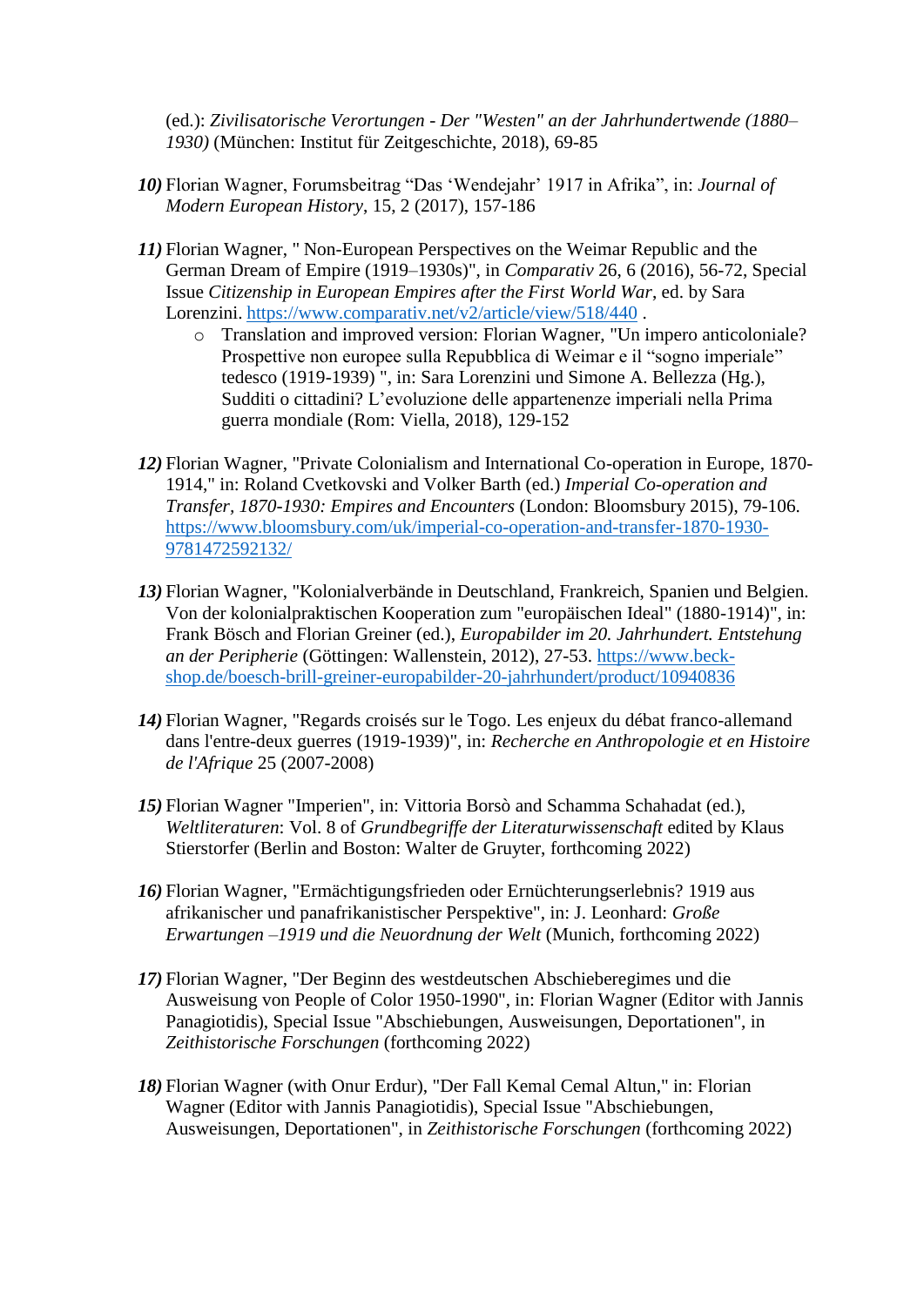(ed.): *Zivilisatorische Verortungen - Der "Westen" an der Jahrhundertwende (1880–1930)* (München: Institut für Zeitgeschichte, 2018), 69-85

***10)*** Florian Wagner, Forumsbeitrag "Das 'Wendejahr' 1917 in Afrika", in: *Journal of Modern European History*, 15, 2 (2017), 157-186

***11)*** Florian Wagner, " Non-European Perspectives on the Weimar Republic and the German Dream of Empire (1919–1930s)", in *Comparativ* 26, 6 (2016), 56-72, Special Issue *Citizenship in European Empires after the First World War*, ed. by Sara Lorenzini. https://www.comparativ.net/v2/article/view/518/440 .

- Translation and improved version: Florian Wagner, "Un impero anticoloniale? Prospettive non europee sulla Repubblica di Weimar e il "sogno imperiale" tedesco (1919-1939) ", in: Sara Lorenzini und Simone A. Bellezza (Hg.), Sudditi o cittadini? L'evoluzione delle appartenenze imperiali nella Prima guerra mondiale (Rom: Viella, 2018), 129-152

***12)*** Florian Wagner, "Private Colonialism and International Co-operation in Europe, 1870-1914," in: Roland Cvetkovski and Volker Barth (ed.) *Imperial Co-operation and Transfer, 1870-1930: Empires and Encounters* (London: Bloomsbury 2015), 79-106. https://www.bloomsbury.com/uk/imperial-co-operation-and-transfer-1870-1930-9781472592132/

***13)*** Florian Wagner, "Kolonialverbände in Deutschland, Frankreich, Spanien und Belgien. Von der kolonialpraktischen Kooperation zum "europäischen Ideal" (1880-1914)", in: Frank Bösch and Florian Greiner (ed.), *Europabilder im 20. Jahrhundert. Entstehung an der Peripherie* (Göttingen: Wallenstein, 2012), 27-53. https://www.beck-shop.de/boesch-brill-greiner-europabilder-20-jahrhundert/product/10940836

***14)*** Florian Wagner, "Regards croisés sur le Togo. Les enjeux du débat franco-allemand dans l'entre-deux guerres (1919-1939)", in: *Recherche en Anthropologie et en Histoire de l'Afrique* 25 (2007-2008)

***15)*** Florian Wagner "Imperien", in: Vittoria Borsò and Schamma Schahadat (ed.), *Weltliteraturen*: Vol. 8 of *Grundbegriffe der Literaturwissenschaft* edited by Klaus Stierstorfer (Berlin and Boston: Walter de Gruyter, forthcoming 2022)

***16)*** Florian Wagner, "Ermächtigungsfrieden oder Ernüchterungserlebnis? 1919 aus afrikanischer und panafrikanistischer Perspektive", in: J. Leonhard: *Große Erwartungen –1919 und die Neuordnung der Welt* (Munich, forthcoming 2022)

***17)*** Florian Wagner, "Der Beginn des westdeutschen Abschieberegimes und die Ausweisung von People of Color 1950-1990", in: Florian Wagner (Editor with Jannis Panagiotidis), Special Issue "Abschiebungen, Ausweisungen, Deportationen", in *Zeithistorische Forschungen* (forthcoming 2022)

***18)*** Florian Wagner (with Onur Erdur), "Der Fall Kemal Cemal Altun," in: Florian Wagner (Editor with Jannis Panagiotidis), Special Issue "Abschiebungen, Ausweisungen, Deportationen", in *Zeithistorische Forschungen* (forthcoming 2022)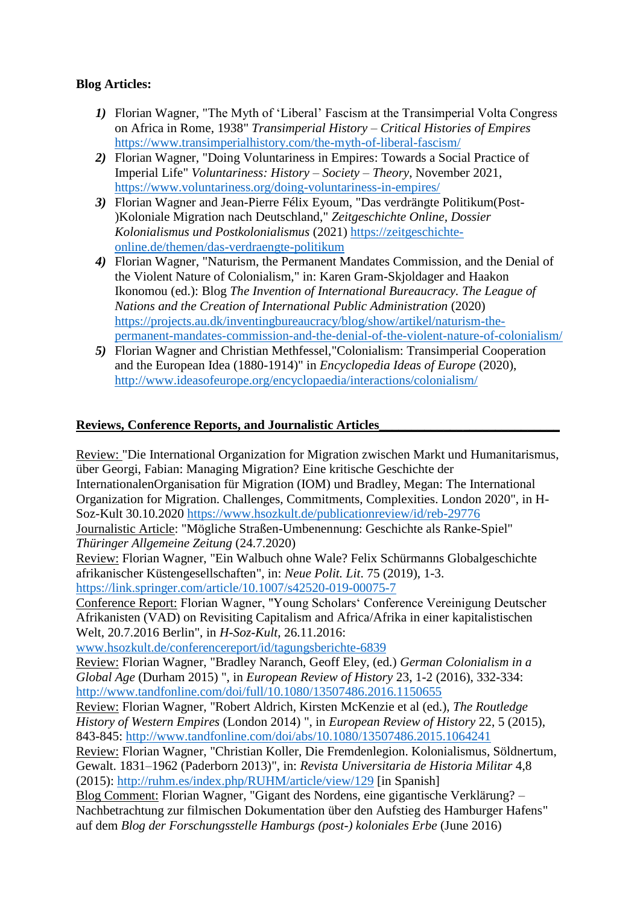**Blog Articles:**

1) Florian Wagner, "The Myth of 'Liberal' Fascism at the Transimperial Volta Congress on Africa in Rome, 1938" *Transimperial History – Critical Histories of Empires* https://www.transimperialhistory.com/the-myth-of-liberal-fascism/
2) Florian Wagner, "Doing Voluntariness in Empires: Towards a Social Practice of Imperial Life" *Voluntariness: History – Society – Theory*, November 2021, https://www.voluntariness.org/doing-voluntariness-in-empires/
3) Florian Wagner and Jean-Pierre Félix Eyoum, "Das verdrängte Politikum(Post-)Koloniale Migration nach Deutschland," *Zeitgeschichte Online*, *Dossier Kolonialismus und Postkolonialismus* (2021) https://zeitgeschichte-online.de/themen/das-verdraengte-politikum
4) Florian Wagner, "Naturism, the Permanent Mandates Commission, and the Denial of the Violent Nature of Colonialism," in: Karen Gram-Skjoldager and Haakon Ikonomou (ed.): Blog *The Invention of International Bureaucracy. The League of Nations and the Creation of International Public Administration* (2020) https://projects.au.dk/inventingbureaucracy/blog/show/artikel/naturism-the-permanent-mandates-commission-and-the-denial-of-the-violent-nature-of-colonialism/
5) Florian Wagner and Christian Methfessel,"Colonialism: Transimperial Cooperation and the European Idea (1880-1914)" in *Encyclopedia Ideas of Europe* (2020), http://www.ideasofeurope.org/encyclopaedia/interactions/colonialism/

**Reviews, Conference Reports, and Journalistic Articles**

Review: "Die International Organization for Migration zwischen Markt und Humanitarismus, über Georgi, Fabian: Managing Migration? Eine kritische Geschichte der InternationalenOrganisation für Migration (IOM) und Bradley, Megan: The International Organization for Migration. Challenges, Commitments, Complexities. London 2020", in H-Soz-Kult 30.10.2020 https://www.hsozkult.de/publicationreview/id/reb-29776

Journalistic Article: "Mögliche Straßen-Umbenennung: Geschichte als Ranke-Spiel" *Thüringer Allgemeine Zeitung* (24.7.2020)

Review: Florian Wagner, "Ein Walbuch ohne Wale? Felix Schürmanns Globalgeschichte afrikanischer Küstengesellschaften", in: *Neue Polit. Lit.* 75 (2019), 1-3. https://link.springer.com/article/10.1007/s42520-019-00075-7

Conference Report: Florian Wagner, "Young Scholars' Conference Vereinigung Deutscher Afrikanisten (VAD) on Revisiting Capitalism and Africa/Afrika in einer kapitalistischen Welt, 20.7.2016 Berlin", in *H-Soz-Kult*, 26.11.2016: www.hsozkult.de/conferencereport/id/tagungsberichte-6839

Review: Florian Wagner, "Bradley Naranch, Geoff Eley, (ed.) *German Colonialism in a Global Age* (Durham 2015) ", in *European Review of History* 23, 1-2 (2016), 332-334: http://www.tandfonline.com/doi/full/10.1080/13507486.2016.1150655

Review: Florian Wagner, "Robert Aldrich, Kirsten McKenzie et al (ed.), *The Routledge History of Western Empires* (London 2014) ", in *European Review of History* 22, 5 (2015), 843-845: http://www.tandfonline.com/doi/abs/10.1080/13507486.2015.1064241

Review: Florian Wagner, "Christian Koller, Die Fremdenlegion. Kolonialismus, Söldnertum, Gewalt. 1831–1962 (Paderborn 2013)", in: *Revista Universitaria de Historia Militar* 4,8 (2015): http://ruhm.es/index.php/RUHM/article/view/129 [in Spanish]

Blog Comment: Florian Wagner, "Gigant des Nordens, eine gigantische Verklärung? – Nachbetrachtung zur filmischen Dokumentation über den Aufstieg des Hamburger Hafens" auf dem *Blog der Forschungsstelle Hamburgs (post-) koloniales Erbe* (June 2016)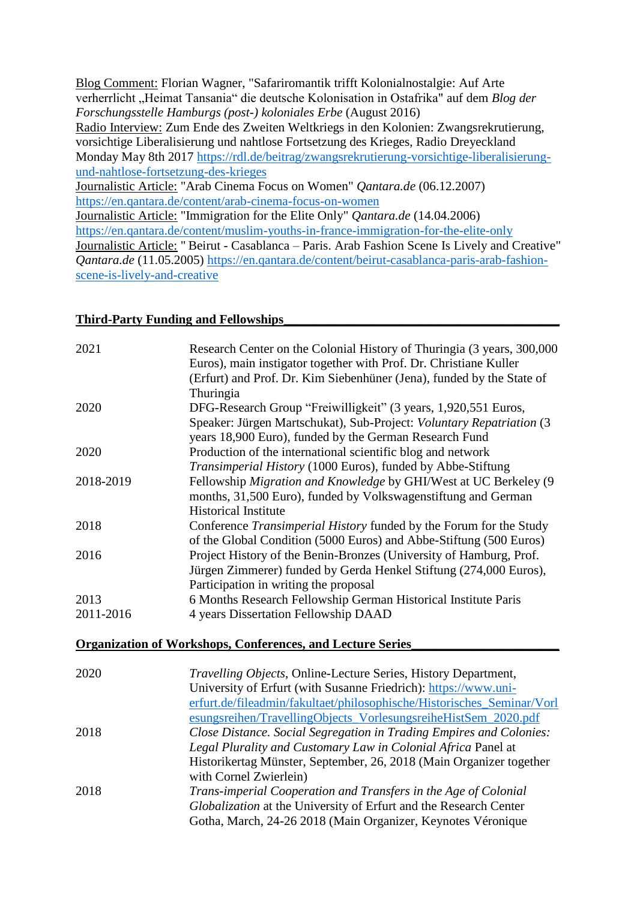Blog Comment: Florian Wagner, "Safariromantik trifft Kolonialnostalgie: Auf Arte verherrlicht „Heimat Tansania" die deutsche Kolonisation in Ostafrika" auf dem *Blog der Forschungsstelle Hamburgs (post-) koloniales Erbe* (August 2016)
Radio Interview: Zum Ende des Zweiten Weltkriegs in den Kolonien: Zwangsrekrutierung, vorsichtige Liberalisierung und nahtlose Fortsetzung des Krieges, Radio Dreyeckland Monday May 8th 2017 https://rdl.de/beitrag/zwangsrekrutierung-vorsichtige-liberalisierung-und-nahtlose-fortsetzung-des-krieges
Journalistic Article: "Arab Cinema Focus on Women" *Qantara.de* (06.12.2007) https://en.qantara.de/content/arab-cinema-focus-on-women
Journalistic Article: "Immigration for the Elite Only" *Qantara.de* (14.04.2006) https://en.qantara.de/content/muslim-youths-in-france-immigration-for-the-elite-only
Journalistic Article: " Beirut - Casablanca – Paris. Arab Fashion Scene Is Lively and Creative" *Qantara.de* (11.05.2005) https://en.qantara.de/content/beirut-casablanca-paris-arab-fashion-scene-is-lively-and-creative

## Third-Party Funding and Fellowships

| | |
|---|---|
| 2021 | Research Center on the Colonial History of Thuringia (3 years, 300,000 Euros), main instigator together with Prof. Dr. Christiane Kuller (Erfurt) and Prof. Dr. Kim Siebenhüner (Jena), funded by the State of Thuringia |
| 2020 | DFG-Research Group "Freiwilligkeit" (3 years, 1,920,551 Euros, Speaker: Jürgen Martschukat), Sub-Project: *Voluntary Repatriation* (3 years 18,900 Euro), funded by the German Research Fund |
| 2020 | Production of the international scientific blog and network *Transimperial History* (1000 Euros), funded by Abbe-Stiftung |
| 2018-2019 | Fellowship *Migration and Knowledge* by GHI/West at UC Berkeley (9 months, 31,500 Euro), funded by Volkswagenstiftung and German Historical Institute |
| 2018 | Conference *Transimperial History* funded by the Forum for the Study of the Global Condition (5000 Euros) and Abbe-Stiftung (500 Euros) |
| 2016 | Project History of the Benin-Bronzes (University of Hamburg, Prof. Jürgen Zimmerer) funded by Gerda Henkel Stiftung (274,000 Euros), Participation in writing the proposal |
| 2013 | 6 Months Research Fellowship German Historical Institute Paris |
| 2011-2016 | 4 years Dissertation Fellowship DAAD |

## Organization of Workshops, Conferences, and Lecture Series

| | |
|---|---|
| 2020 | *Travelling Objects*, Online-Lecture Series, History Department, University of Erfurt (with Susanne Friedrich): https://www.uni-erfurt.de/fileadmin/fakultaet/philosophische/Historisches_Seminar/Vorlesungsreihen/TravellingObjects_VorlesungsreiheHistSem_2020.pdf |
| 2018 | *Close Distance. Social Segregation in Trading Empires and Colonies: Legal Plurality and Customary Law in Colonial Africa* Panel at Historikertag Münster, September, 26, 2018 (Main Organizer together with Cornel Zwierlein) |
| 2018 | *Trans-imperial Cooperation and Transfers in the Age of Colonial Globalization* at the University of Erfurt and the Research Center Gotha, March, 24-26 2018 (Main Organizer, Keynotes Véronique |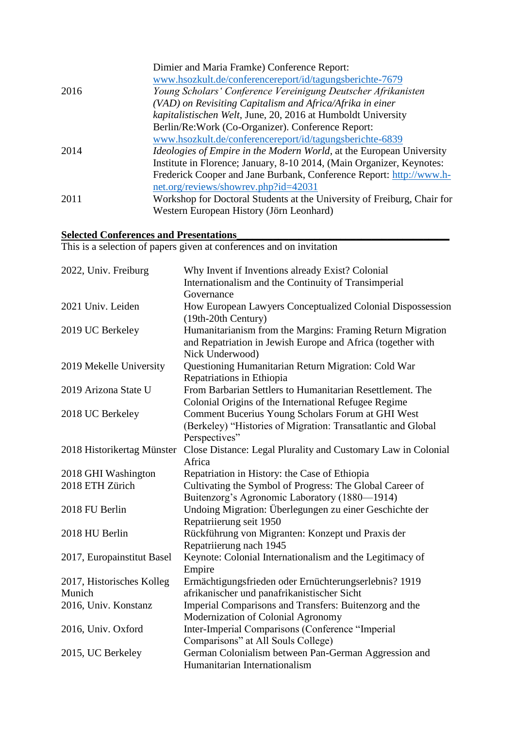| | |
|---|---|
| | Dimier and Maria Framke) Conference Report: www.hsozkult.de/conferencereport/id/tagungsberichte-7679 |
| 2016 | *Young Scholars' Conference Vereinigung Deutscher Afrikanisten (VAD) on Revisiting Capitalism and Africa/Afrika in einer kapitalistischen Welt*, June, 20, 2016 at Humboldt University Berlin/Re:Work (Co-Organizer). Conference Report: www.hsozkult.de/conferencereport/id/tagungsberichte-6839 |
| 2014 | *Ideologies of Empire in the Modern World*, at the European University Institute in Florence; January, 8-10 2014, (Main Organizer, Keynotes: Frederick Cooper and Jane Burbank, Conference Report: http://www.h-net.org/reviews/showrev.php?id=42031 |
| 2011 | Workshop for Doctoral Students at the University of Freiburg, Chair for Western European History (Jörn Leonhard) |

**Selected Conferences and Presentations**

This is a selection of papers given at conferences and on invitation

| | |
|---|---|
| 2022, Univ. Freiburg | Why Invent if Inventions already Exist? Colonial Internationalism and the Continuity of Transimperial Governance |
| 2021 Univ. Leiden | How European Lawyers Conceptualized Colonial Dispossession (19th-20th Century) |
| 2019 UC Berkeley | Humanitarianism from the Margins: Framing Return Migration and Repatriation in Jewish Europe and Africa (together with Nick Underwood) |
| 2019 Mekelle University | Questioning Humanitarian Return Migration: Cold War Repatriations in Ethiopia |
| 2019 Arizona State U | From Barbarian Settlers to Humanitarian Resettlement. The Colonial Origins of the International Refugee Regime |
| 2018 UC Berkeley | Comment Bucerius Young Scholars Forum at GHI West (Berkeley) "Histories of Migration: Transatlantic and Global Perspectives" |
| 2018 Historikertag Münster | Close Distance: Legal Plurality and Customary Law in Colonial Africa |
| 2018 GHI Washington | Repatriation in History: the Case of Ethiopia |
| 2018 ETH Zürich | Cultivating the Symbol of Progress: The Global Career of Buitenzorg's Agronomic Laboratory (1880—1914) |
| 2018 FU Berlin | Undoing Migration: Überlegungen zu einer Geschichte der Repatriierung seit 1950 |
| 2018 HU Berlin | Rückführung von Migranten: Konzept und Praxis der Repatriierung nach 1945 |
| 2017, Europainstitut Basel | Keynote: Colonial Internationalism and the Legitimacy of Empire |
| 2017, Historisches Kolleg Munich | Ermächtigungsfrieden oder Ernüchterungserlebnis? 1919 afrikanischer und panafrikanistischer Sicht |
| 2016, Univ. Konstanz | Imperial Comparisons and Transfers: Buitenzorg and the Modernization of Colonial Agronomy |
| 2016, Univ. Oxford | Inter-Imperial Comparisons (Conference "Imperial Comparisons" at All Souls College) |
| 2015, UC Berkeley | German Colonialism between Pan-German Aggression and Humanitarian Internationalism |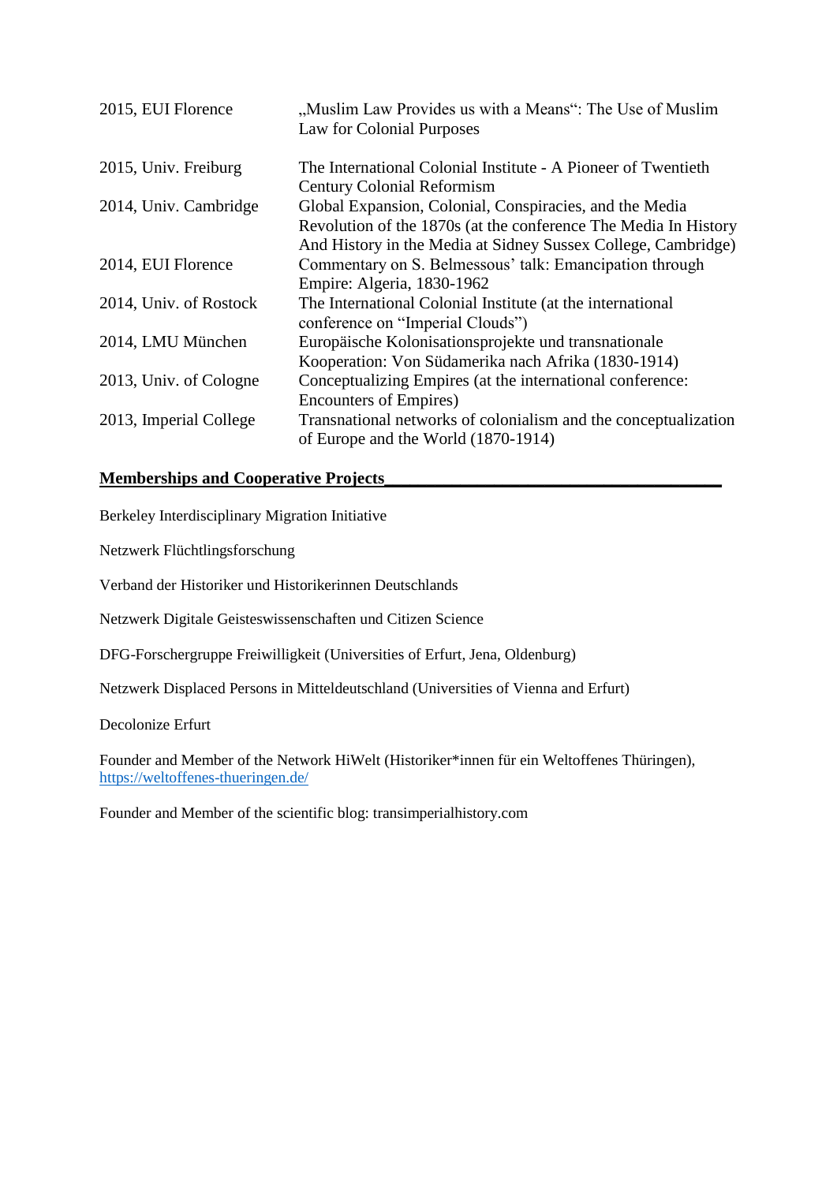| | |
|---|---|
| 2015, EUI Florence | „Muslim Law Provides us with a Means“: The Use of Muslim Law for Colonial Purposes |
| 2015, Univ. Freiburg | The International Colonial Institute - A Pioneer of Twentieth Century Colonial Reformism |
| 2014, Univ. Cambridge | Global Expansion, Colonial, Conspiracies, and the Media Revolution of the 1870s (at the conference The Media In History And History in the Media at Sidney Sussex College, Cambridge) |
| 2014, EUI Florence | Commentary on S. Belmessous' talk: Emancipation through Empire: Algeria, 1830-1962 |
| 2014, Univ. of Rostock | The International Colonial Institute (at the international conference on "Imperial Clouds") |
| 2014, LMU München | Europäische Kolonisationsprojekte und transnationale Kooperation: Von Südamerika nach Afrika (1830-1914) |
| 2013, Univ. of Cologne | Conceptualizing Empires (at the international conference: Encounters of Empires) |
| 2013, Imperial College | Transnational networks of colonialism and the conceptualization of Europe and the World (1870-1914) |

## Memberships and Cooperative Projects

Berkeley Interdisciplinary Migration Initiative

Netzwerk Flüchtlingsforschung

Verband der Historiker und Historikerinnen Deutschlands

Netzwerk Digitale Geisteswissenschaften und Citizen Science

DFG-Forschergruppe Freiwilligkeit (Universities of Erfurt, Jena, Oldenburg)

Netzwerk Displaced Persons in Mitteldeutschland (Universities of Vienna and Erfurt)

Decolonize Erfurt

Founder and Member of the Network HiWelt (Historiker*innen für ein Weltoffenes Thüringen), https://weltoffenes-thueringen.de/

Founder and Member of the scientific blog: transimperialhistory.com